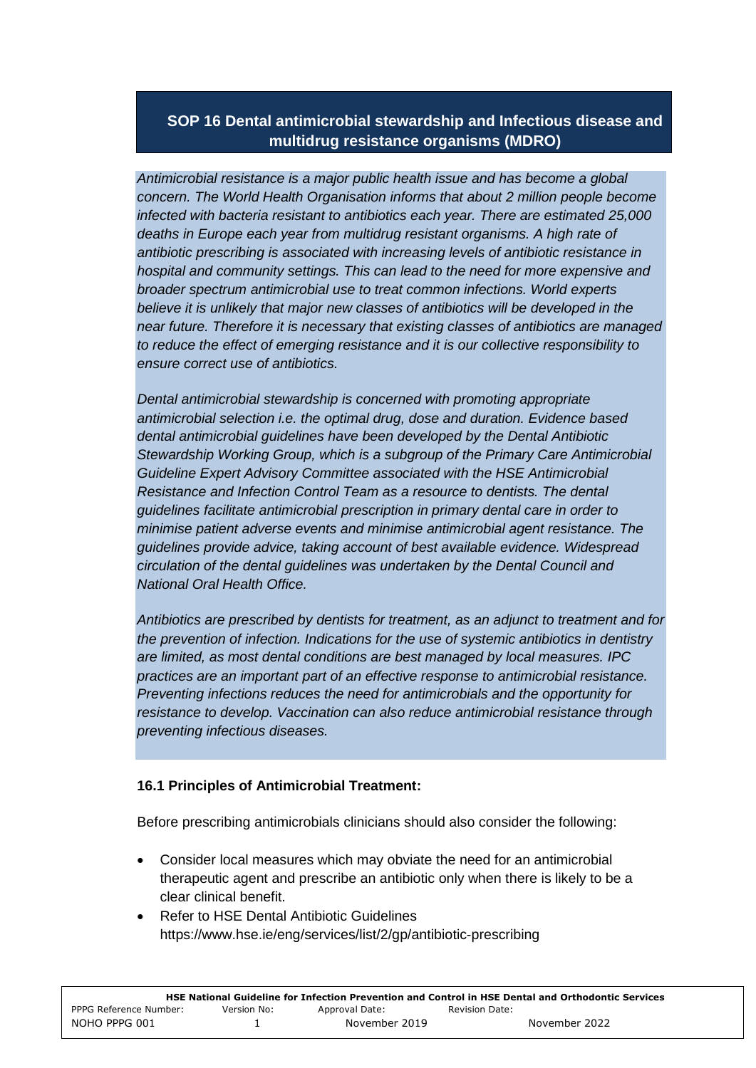## SOP 16 Dental antimicrobial stewardship and Infectious disease and multidrug resistance organisms (MDRO)

*Antimicrobial resistance is a major public health issue and has become a global concern. The World Health Organisation informs that about 2 million people become infected with bacteria resistant to antibiotics each year. There are estimated 25,000 deaths in Europe each year from multidrug resistant organisms. A high rate of antibiotic prescribing is associated with increasing levels of antibiotic resistance in hospital and community settings. This can lead to the need for more expensive and broader spectrum antimicrobial use to treat common infections. World experts believe it is unlikely that major new classes of antibiotics will be developed in the near future. Therefore it is necessary that existing classes of antibiotics are managed to reduce the effect of emerging resistance and it is our collective responsibility to ensure correct use of antibiotics.*

*Dental antimicrobial stewardship is concerned with promoting appropriate antimicrobial selection i.e. the optimal drug, dose and duration. Evidence based dental antimicrobial guidelines have been developed by the Dental Antibiotic Stewardship Working Group, which is a subgroup of the Primary Care Antimicrobial Guideline Expert Advisory Committee associated with the HSE Antimicrobial Resistance and Infection Control Team as a resource to dentists. The dental guidelines facilitate antimicrobial prescription in primary dental care in order to minimise patient adverse events and minimise antimicrobial agent resistance. The guidelines provide advice, taking account of best available evidence. Widespread circulation of the dental guidelines was undertaken by the Dental Council and National Oral Health Office.*

*Antibiotics are prescribed by dentists for treatment, as an adjunct to treatment and for the prevention of infection. Indications for the use of systemic antibiotics in dentistry are limited, as most dental conditions are best managed by local measures. IPC practices are an important part of an effective response to antimicrobial resistance. Preventing infections reduces the need for antimicrobials and the opportunity for resistance to develop. Vaccination can also reduce antimicrobial resistance through preventing infectious diseases.*

### 16.1 Principles of Antimicrobial Treatment:

Before prescribing antimicrobials clinicians should also consider the following:

- Consider local measures which may obviate the need for an antimicrobial therapeutic agent and prescribe an antibiotic only when there is likely to be a clear clinical benefit.
- Refer to HSE Dental Antibiotic Guidelines https://www.hse.ie/eng/services/list/2/gp/antibiotic-prescribing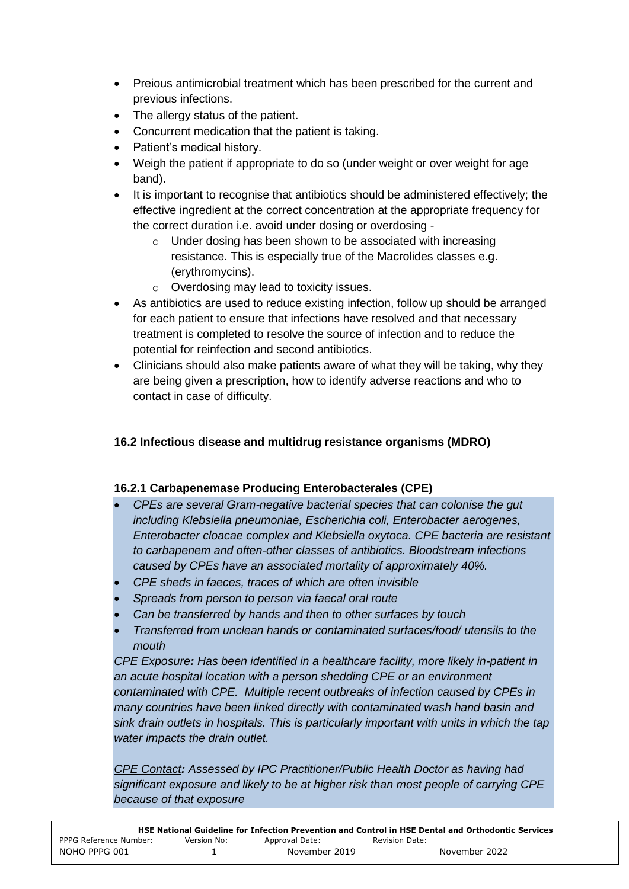- Preious antimicrobial treatment which has been prescribed for the current and previous infections.
- The allergy status of the patient.
- Concurrent medication that the patient is taking.
- Patient's medical history.
- Weigh the patient if appropriate to do so (under weight or over weight for age band).
- It is important to recognise that antibiotics should be administered effectively; the effective ingredient at the correct concentration at the appropriate frequency for the correct duration i.e. avoid under dosing or overdosing -
  - Under dosing has been shown to be associated with increasing resistance. This is especially true of the Macrolides classes e.g. (erythromycins).
  - Overdosing may lead to toxicity issues.
- As antibiotics are used to reduce existing infection, follow up should be arranged for each patient to ensure that infections have resolved and that necessary treatment is completed to resolve the source of infection and to reduce the potential for reinfection and second antibiotics.
- Clinicians should also make patients aware of what they will be taking, why they are being given a prescription, how to identify adverse reactions and who to contact in case of difficulty.

### 16.2 Infectious disease and multidrug resistance organisms (MDRO)

#### 16.2.1 Carbapenemase Producing Enterobacterales (CPE)

- *CPEs are several Gram-negative bacterial species that can colonise the gut including Klebsiella pneumoniae, Escherichia coli, Enterobacter aerogenes, Enterobacter cloacae complex and Klebsiella oxytoca. CPE bacteria are resistant to carbapenem and often-other classes of antibiotics. Bloodstream infections caused by CPEs have an associated mortality of approximately 40%.*
- *CPE sheds in faeces, traces of which are often invisible*
- *Spreads from person to person via faecal oral route*
- *Can be transferred by hands and then to other surfaces by touch*
- *Transferred from unclean hands or contaminated surfaces/food/ utensils to the mouth*

*CPE Exposure: Has been identified in a healthcare facility, more likely in-patient in an acute hospital location with a person shedding CPE or an environment contaminated with CPE. Multiple recent outbreaks of infection caused by CPEs in many countries have been linked directly with contaminated wash hand basin and sink drain outlets in hospitals. This is particularly important with units in which the tap water impacts the drain outlet.*

*CPE Contact: Assessed by IPC Practitioner/Public Health Doctor as having had significant exposure and likely to be at higher risk than most people of carrying CPE because of that exposure*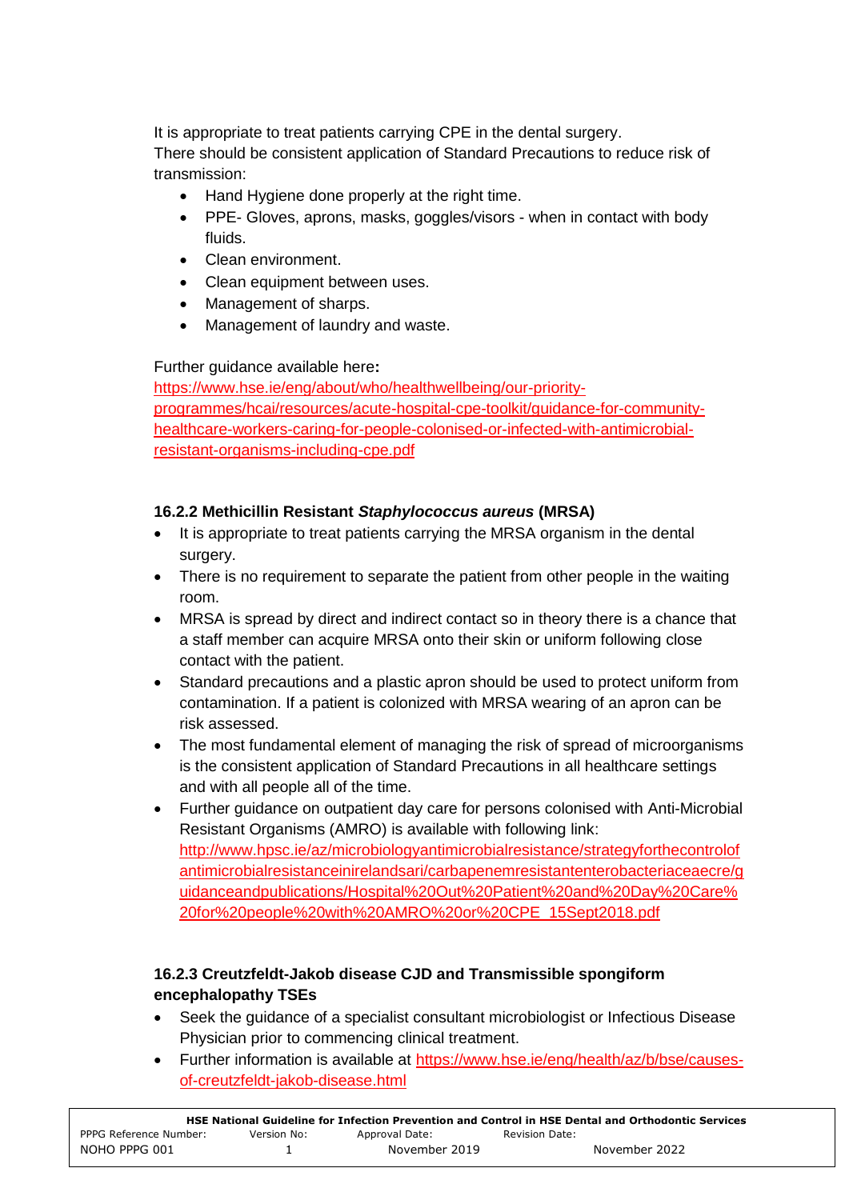It is appropriate to treat patients carrying CPE in the dental surgery.
There should be consistent application of Standard Precautions to reduce risk of transmission:

- Hand Hygiene done properly at the right time.
- PPE- Gloves, aprons, masks, goggles/visors - when in contact with body fluids.
- Clean environment.
- Clean equipment between uses.
- Management of sharps.
- Management of laundry and waste.

Further guidance available here**:**
https://www.hse.ie/eng/about/who/healthwellbeing/our-priority-programmes/hcai/resources/acute-hospital-cpe-toolkit/guidance-for-community-healthcare-workers-caring-for-people-colonised-or-infected-with-antimicrobial-resistant-organisms-including-cpe.pdf

### 16.2.2 Methicillin Resistant *Staphylococcus aureus* (MRSA)

- It is appropriate to treat patients carrying the MRSA organism in the dental surgery.
- There is no requirement to separate the patient from other people in the waiting room.
- MRSA is spread by direct and indirect contact so in theory there is a chance that a staff member can acquire MRSA onto their skin or uniform following close contact with the patient.
- Standard precautions and a plastic apron should be used to protect uniform from contamination. If a patient is colonized with MRSA wearing of an apron can be risk assessed.
- The most fundamental element of managing the risk of spread of microorganisms is the consistent application of Standard Precautions in all healthcare settings and with all people all of the time.
- Further guidance on outpatient day care for persons colonised with Anti-Microbial Resistant Organisms (AMRO) is available with following link: http://www.hpsc.ie/az/microbiologyantimicrobialresistance/strategyforthecontrolofantimicrobialresistanceinirelandsari/carbapenemresistantenterobacteriaceaecre/guidanceandpublications/Hospital%20Out%20Patient%20and%20Day%20Care%20for%20people%20with%20AMRO%20or%20CPE_15Sept2018.pdf

### 16.2.3 Creutzfeldt-Jakob disease CJD and Transmissible spongiform encephalopathy TSEs

- Seek the guidance of a specialist consultant microbiologist or Infectious Disease Physician prior to commencing clinical treatment.
- Further information is available at https://www.hse.ie/eng/health/az/b/bse/causes-of-creutzfeldt-jakob-disease.html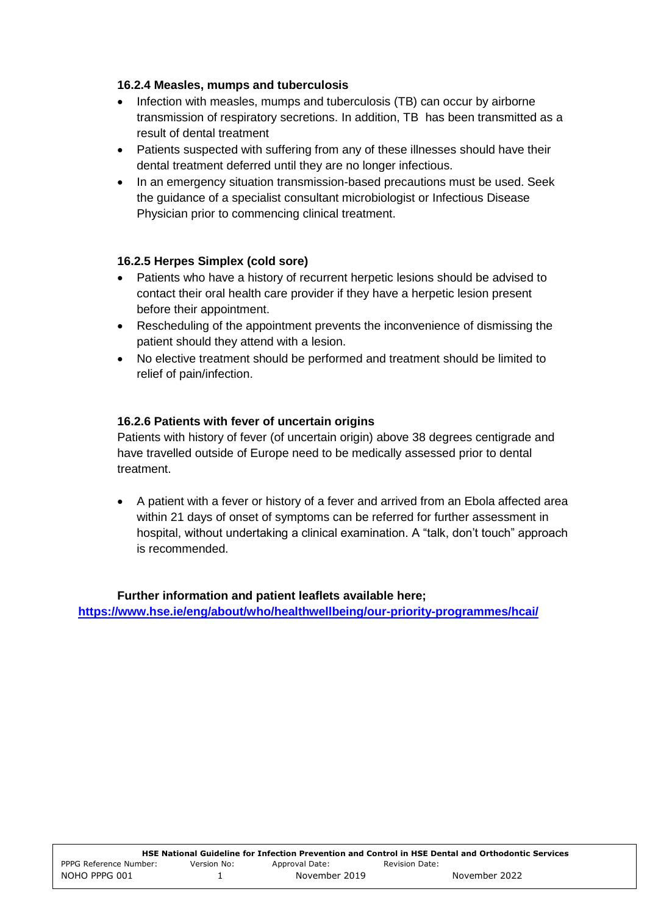#### 16.2.4 Measles, mumps and tuberculosis

- Infection with measles, mumps and tuberculosis (TB) can occur by airborne transmission of respiratory secretions. In addition, TB has been transmitted as a result of dental treatment
- Patients suspected with suffering from any of these illnesses should have their dental treatment deferred until they are no longer infectious.
- In an emergency situation transmission-based precautions must be used. Seek the guidance of a specialist consultant microbiologist or Infectious Disease Physician prior to commencing clinical treatment.

#### 16.2.5 Herpes Simplex (cold sore)

- Patients who have a history of recurrent herpetic lesions should be advised to contact their oral health care provider if they have a herpetic lesion present before their appointment.
- Rescheduling of the appointment prevents the inconvenience of dismissing the patient should they attend with a lesion.
- No elective treatment should be performed and treatment should be limited to relief of pain/infection.

#### 16.2.6 Patients with fever of uncertain origins

Patients with history of fever (of uncertain origin) above 38 degrees centigrade and have travelled outside of Europe need to be medically assessed prior to dental treatment.

- A patient with a fever or history of a fever and arrived from an Ebola affected area within 21 days of onset of symptoms can be referred for further assessment in hospital, without undertaking a clinical examination. A "talk, don't touch" approach is recommended.

**Further information and patient leaflets available here;**
**https://www.hse.ie/eng/about/who/healthwellbeing/our-priority-programmes/hcai/**